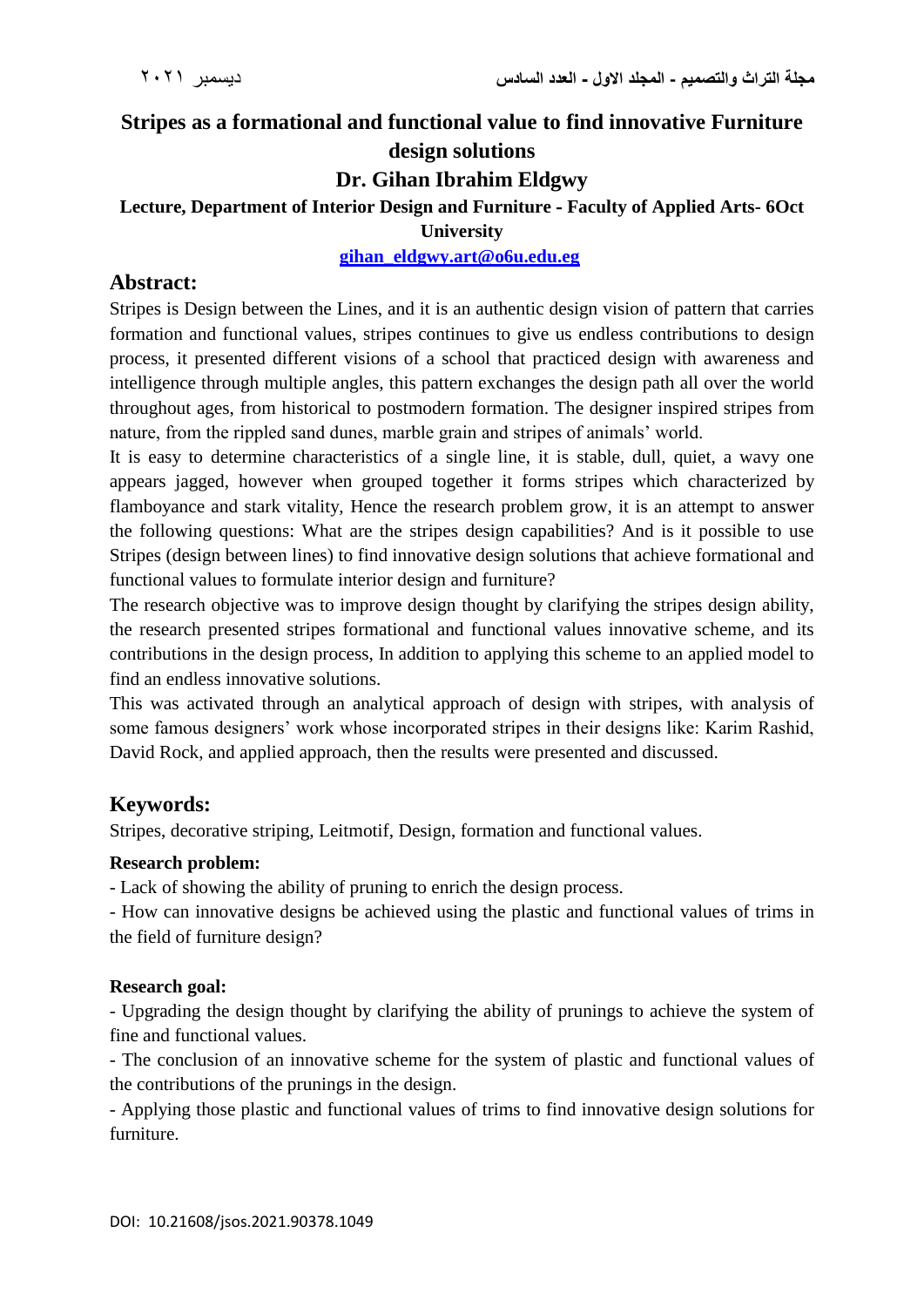# Stripes as a formational and functional value to find innovative Furniture design solutions

## Dr. Gihan Ibrahim Eldgwy

**Lecture, Department of Interior Design and Furniture - Faculty of Applied Arts- 6Oct University**

**gihan_eldgwy.art@o6u.edu.eg**

## Abstract:

Stripes is Design between the Lines, and it is an authentic design vision of pattern that carries formation and functional values, stripes continues to give us endless contributions to design process, it presented different visions of a school that practiced design with awareness and intelligence through multiple angles, this pattern exchanges the design path all over the world throughout ages, from historical to postmodern formation. The designer inspired stripes from nature, from the rippled sand dunes, marble grain and stripes of animals' world.

It is easy to determine characteristics of a single line, it is stable, dull, quiet, a wavy one appears jagged, however when grouped together it forms stripes which characterized by flamboyance and stark vitality, Hence the research problem grow, it is an attempt to answer the following questions: What are the stripes design capabilities? And is it possible to use Stripes (design between lines) to find innovative design solutions that achieve formational and functional values to formulate interior design and furniture?

The research objective was to improve design thought by clarifying the stripes design ability, the research presented stripes formational and functional values innovative scheme, and its contributions in the design process, In addition to applying this scheme to an applied model to find an endless innovative solutions.

This was activated through an analytical approach of design with stripes, with analysis of some famous designers' work whose incorporated stripes in their designs like: Karim Rashid, David Rock, and applied approach, then the results were presented and discussed.

## Keywords:

Stripes, decorative striping, Leitmotif, Design, formation and functional values.

**Research problem:**

- Lack of showing the ability of pruning to enrich the design process.
- How can innovative designs be achieved using the plastic and functional values of trims in the field of furniture design?

**Research goal:**

- Upgrading the design thought by clarifying the ability of prunings to achieve the system of fine and functional values.
- The conclusion of an innovative scheme for the system of plastic and functional values of the contributions of the prunings in the design.
- Applying those plastic and functional values of trims to find innovative design solutions for furniture.

DOI: 10.21608/jsos.2021.90378.1049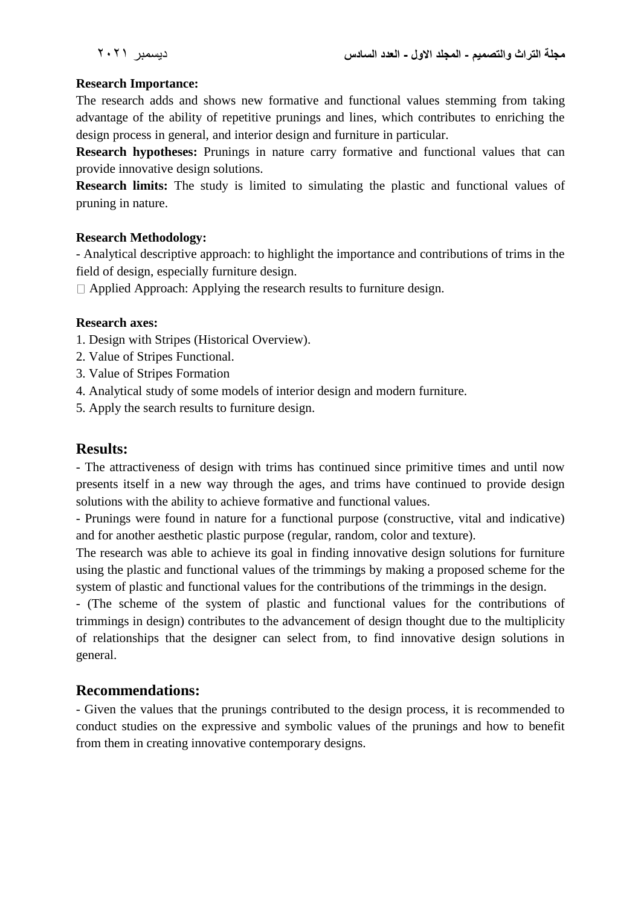**Research Importance:**
The research adds and shows new formative and functional values stemming from taking advantage of the ability of repetitive prunings and lines, which contributes to enriching the design process in general, and interior design and furniture in particular.

**Research hypotheses:** Prunings in nature carry formative and functional values that can provide innovative design solutions.

**Research limits:** The study is limited to simulating the plastic and functional values of pruning in nature.

**Research Methodology:**

- Analytical descriptive approach: to highlight the importance and contributions of trims in the field of design, especially furniture design.
- Applied Approach: Applying the research results to furniture design.

**Research axes:**

1. Design with Stripes (Historical Overview).
2. Value of Stripes Functional.
3. Value of Stripes Formation
4. Analytical study of some models of interior design and modern furniture.
5. Apply the search results to furniture design.

## Results:

- The attractiveness of design with trims has continued since primitive times and until now presents itself in a new way through the ages, and trims have continued to provide design solutions with the ability to achieve formative and functional values.
- Prunings were found in nature for a functional purpose (constructive, vital and indicative) and for another aesthetic plastic purpose (regular, random, color and texture).

The research was able to achieve its goal in finding innovative design solutions for furniture using the plastic and functional values of the trimmings by making a proposed scheme for the system of plastic and functional values for the contributions of the trimmings in the design.

- (The scheme of the system of plastic and functional values for the contributions of trimmings in design) contributes to the advancement of design thought due to the multiplicity of relationships that the designer can select from, to find innovative design solutions in general.

## Recommendations:

- Given the values that the prunings contributed to the design process, it is recommended to conduct studies on the expressive and symbolic values of the prunings and how to benefit from them in creating innovative contemporary designs.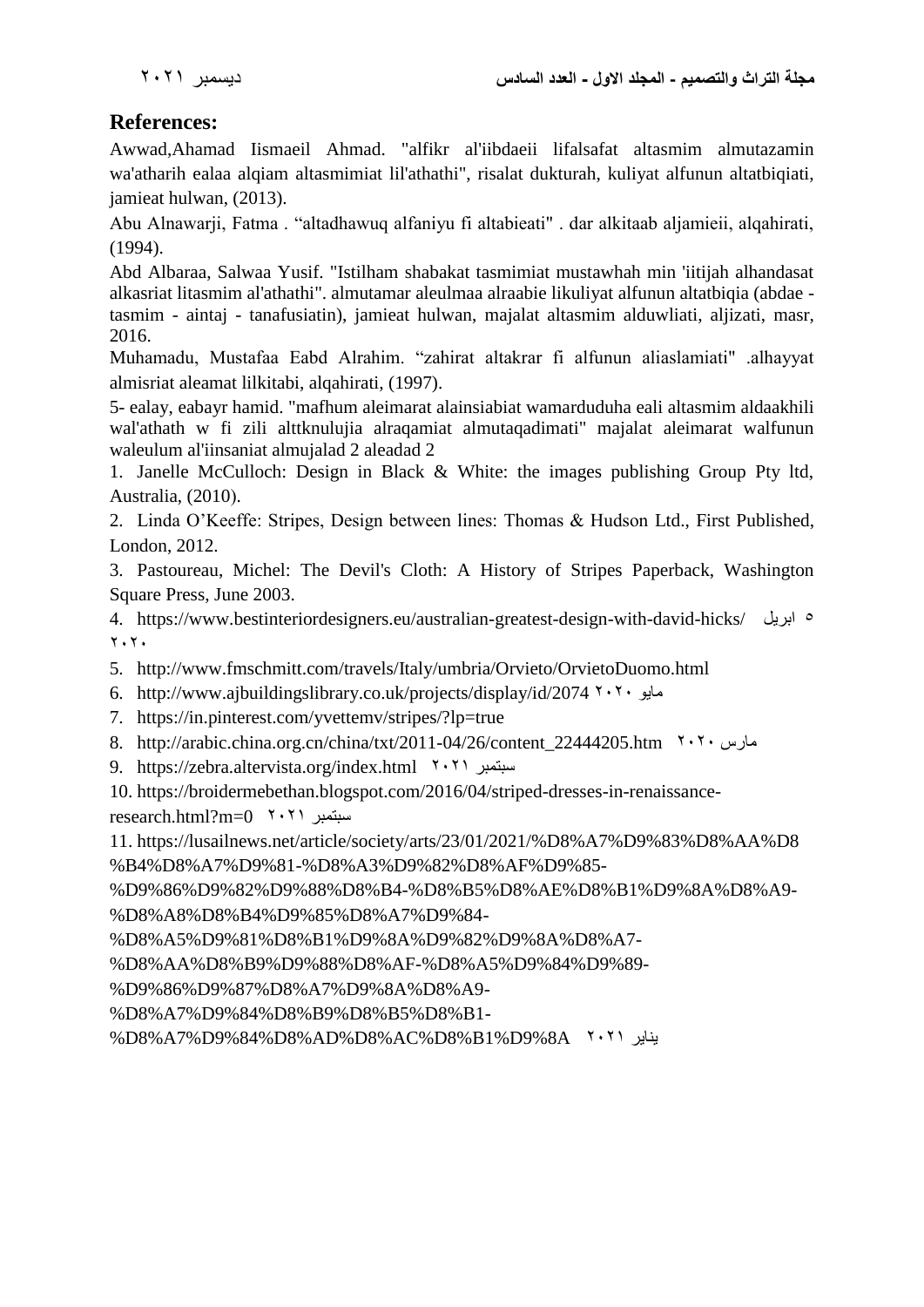## References:

Awwad,Ahamad Iismaeil Ahmad. "alfikr al'iibdaeii lifalsafat altasmim almutazamin wa'atharih ealaa alqiam altasmimiat lil'athathi", risalat dukturah, kuliyat alfunun altatbiqiati, jamieat hulwan, (2013).

Abu Alnawarji, Fatma . "altadhawuq alfaniyu fi altabieati" . dar alkitaab aljamieii, alqahirati, (1994).

Abd Albaraa, Salwaa Yusif. "Istilham shabakat tasmimiat mustawhah min 'iitijah alhandasat alkasriat litasmim al'athathi". almutamar aleulmaa alraabie likuliyat alfunun altatbiqia (abdae - tasmim - aintaj - tanafusiatin), jamieat hulwan, majalat altasmim alduwliati, aljizati, masr, 2016.

Muhamadu, Mustafaa Eabd Alrahim. "zahirat altakrar fi alfunun aliaslamiati" .alhayyat almisriat aleamat lilkitabi, alqahirati, (1997).

5- ealay, eabayr hamid. "mafhum aleimarat alainsiabiat wamarduduha eali altasmim aldaakhili wal'athath w fi zili alttknulujia alraqamiat almutaqadimati" majalat aleimarat walfunun waleulum al'iinsaniat almujalad 2 aleadad 2

1. Janelle McCulloch: Design in Black & White: the images publishing Group Pty ltd, Australia, (2010).
2. Linda O'Keeffe: Stripes, Design between lines: Thomas & Hudson Ltd., First Published, London, 2012.
3. Pastoureau, Michel: The Devil's Cloth: A History of Stripes Paperback, Washington Square Press, June 2003.
4. https://www.bestinteriordesigners.eu/australian-greatest-design-with-david-hicks/ ٥ ابريل ٢٠٢٠
5. http://www.fmschmitt.com/travels/Italy/umbria/Orvieto/OrvietoDuomo.html
6. http://www.ajbuildingslibrary.co.uk/projects/display/id/2074 مايو ٢٠٢٠
7. https://in.pinterest.com/yvettemv/stripes/?lp=true
8. http://arabic.china.org.cn/china/txt/2011-04/26/content_22444205.htm مارس ٢٠٢٠
9. https://zebra.altervista.org/index.html سبتمبر ٢٠٢١
10. https://broidermebethan.blogspot.com/2016/04/striped-dresses-in-renaissance-research.html?m=0 سبتمبر ٢٠٢١
11. https://lusailnews.net/article/society/arts/23/01/2021/%D8%A7%D9%83%D8%AA%D8%B4%D8%A7%D9%81-%D8%A3%D9%82%D8%AF%D9%85-%D9%86%D9%82%D9%88%D8%B4-%D8%B5%D8%AE%D8%B1%D9%8A%D8%A9-%D8%A8%D8%B4%D9%85%D8%A7%D9%84-%D8%A5%D9%81%D8%B1%D9%8A%D9%82%D9%8A%D8%A7-%D8%AA%D8%B9%D9%88%D8%AF-%D8%A5%D9%84%D9%89-%D9%86%D9%87%D8%A7%D9%8A%D8%A9-%D8%A7%D9%84%D8%B9%D8%B5%D8%B1-%D8%A7%D9%84%D8%AD%D8%AC%D8%B1%D9%8A يناير ٢٠٢١